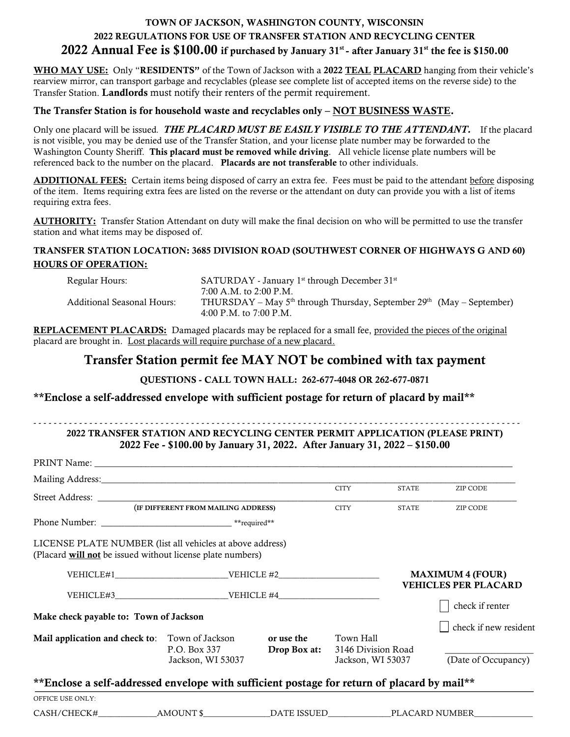# TOWN OF JACKSON, WASHINGTON COUNTY, WISCONSIN

## 2022 REGULATIONS FOR USE OF TRANSFER STATION AND RECYCLING CENTER

## 2022 Annual Fee is $100.00 if purchased by January 31st - after January 31st the fee is $150.00

**WHO MAY USE:** Only "**RESIDENTS"** of the Town of Jackson with a **2022 TEAL PLACARD** hanging from their vehicle's rearview mirror, can transport garbage and recyclables (please see complete list of accepted items on the reverse side) to the Transfer Station. **Landlords** must notify their renters of the permit requirement.

**The Transfer Station is for household waste and recyclables only – NOT BUSINESS WASTE.**

Only one placard will be issued. ***THE PLACARD MUST BE EASILY VISIBLE TO THE ATTENDANT.*** If the placard is not visible, you may be denied use of the Transfer Station, and your license plate number may be forwarded to the Washington County Sheriff. **This placard must be removed while driving**. All vehicle license plate numbers will be referenced back to the number on the placard. **Placards are not transferable** to other individuals.

**ADDITIONAL FEES:** Certain items being disposed of carry an extra fee. Fees must be paid to the attendant before disposing of the item. Items requiring extra fees are listed on the reverse or the attendant on duty can provide you with a list of items requiring extra fees.

**AUTHORITY:** Transfer Station Attendant on duty will make the final decision on who will be permitted to use the transfer station and what items may be disposed of.

**TRANSFER STATION LOCATION: 3685 DIVISION ROAD (SOUTHWEST CORNER OF HIGHWAYS G AND 60)**

**HOURS OF OPERATION:**

| | |
|---|---|
| Regular Hours: | SATURDAY - January 1st through December 31st<br>7:00 A.M. to 2:00 P.M. |
| Additional Seasonal Hours: | THURSDAY – May 5th through Thursday, September 29th (May – September)<br>4:00 P.M. to 7:00 P.M. |

**REPLACEMENT PLACARDS:** Damaged placards may be replaced for a small fee, provided the pieces of the original placard are brought in. Lost placards will require purchase of a new placard.

## Transfer Station permit fee MAY NOT be combined with tax payment

**QUESTIONS - CALL TOWN HALL: 262-677-4048 OR 262-677-0871**

**\*\*Enclose a self-addressed envelope with sufficient postage for return of placard by mail\*\***

- - - - - - - - - - - - - - - - - - - - - - - - - - - - - - - - - - - - - - - - - - - - - - - -

**2022 TRANSFER STATION AND RECYCLING CENTER PERMIT APPLICATION (PLEASE PRINT)**
**2022 Fee - $100.00 by January 31, 2022. After January 31, 2022 – $150.00**

PRINT Name: ______________________________________________

Mailing Address: ______________________________________________
CITY STATE ZIP CODE

Street Address: ______________________________________________
(IF DIFFERENT FROM MAILING ADDRESS) CITY STATE ZIP CODE

Phone Number: ____________________ \*\*required\*\*

LICENSE PLATE NUMBER (list all vehicles at above address)
(Placard **will not** be issued without license plate numbers)

VEHICLE#1____________________ VEHICLE #2____________________

VEHICLE#3____________________ VEHICLE #4____________________

**MAXIMUM 4 (FOUR) VEHICLES PER PLACARD**

☐ check if renter

☐ check if new resident

__________________ (Date of Occupancy)

**Make check payable to: Town of Jackson**

**Mail application and check to**: Town of Jackson, P.O. Box 337, Jackson, WI 53037 **or use the Drop Box at:** Town Hall, 3146 Division Road, Jackson, WI 53037

**\*\*Enclose a self-addressed envelope with sufficient postage for return of placard by mail\*\***

OFFICE USE ONLY:

CASH/CHECK#____________ AMOUNT $____________ DATE ISSUED____________ PLACARD NUMBER____________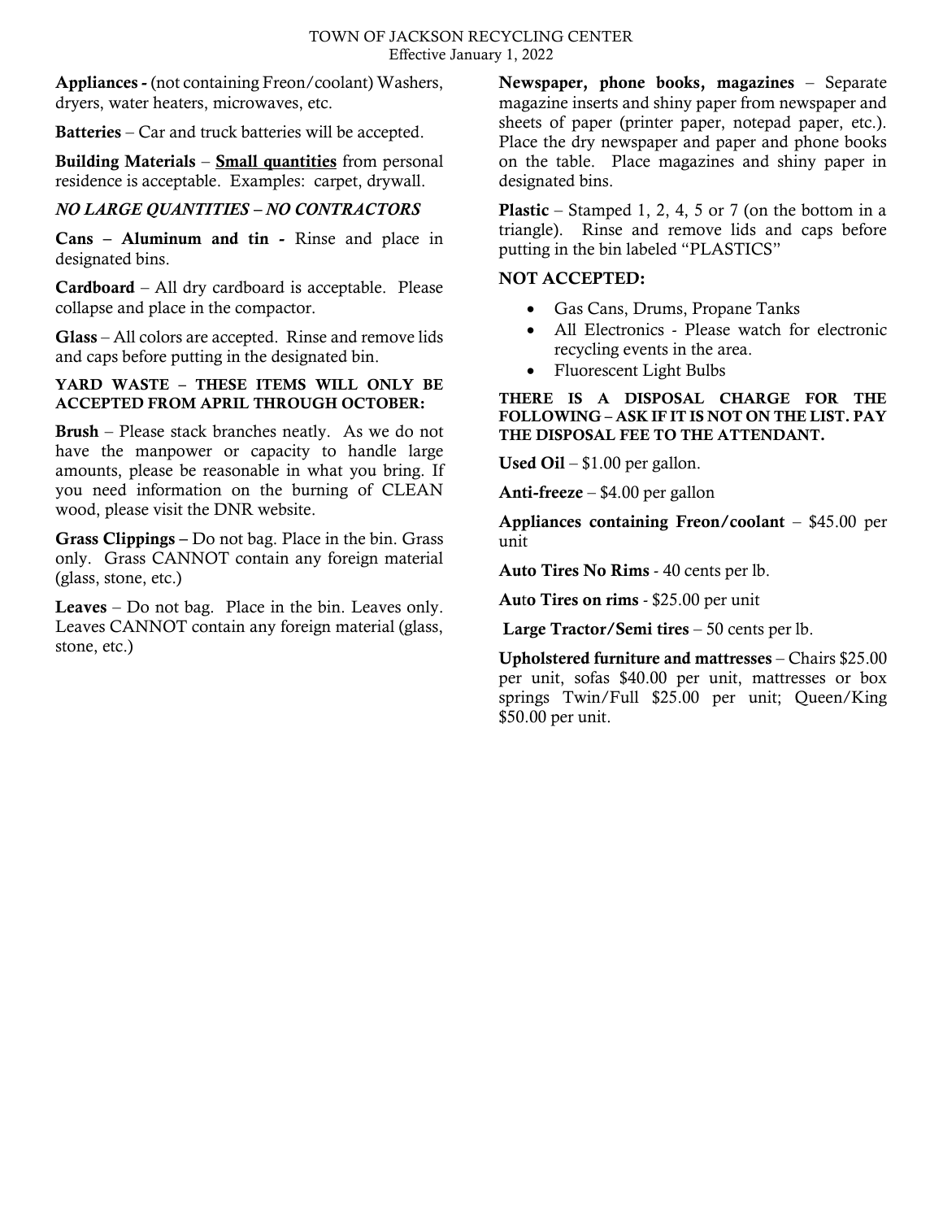TOWN OF JACKSON RECYCLING CENTER
Effective January 1, 2022

**Appliances -** (not containing Freon/coolant) Washers, dryers, water heaters, microwaves, etc.

**Batteries** – Car and truck batteries will be accepted.

**Building Materials** – **<u>Small quantities</u>** from personal residence is acceptable. Examples: carpet, drywall.

***NO LARGE QUANTITIES – NO CONTRACTORS***

**Cans – Aluminum and tin -** Rinse and place in designated bins.

**Cardboard** – All dry cardboard is acceptable. Please collapse and place in the compactor.

**Glass** – All colors are accepted. Rinse and remove lids and caps before putting in the designated bin.

**YARD WASTE – THESE ITEMS WILL ONLY BE ACCEPTED FROM APRIL THROUGH OCTOBER:**

**Brush** – Please stack branches neatly. As we do not have the manpower or capacity to handle large amounts, please be reasonable in what you bring. If you need information on the burning of CLEAN wood, please visit the DNR website.

**Grass Clippings –** Do not bag. Place in the bin. Grass only. Grass CANNOT contain any foreign material (glass, stone, etc.)

**Leaves** – Do not bag. Place in the bin. Leaves only. Leaves CANNOT contain any foreign material (glass, stone, etc.)

**Newspaper, phone books, magazines** – Separate magazine inserts and shiny paper from newspaper and sheets of paper (printer paper, notepad paper, etc.). Place the dry newspaper and paper and phone books on the table. Place magazines and shiny paper in designated bins.

**Plastic** – Stamped 1, 2, 4, 5 or 7 (on the bottom in a triangle). Rinse and remove lids and caps before putting in the bin labeled "PLASTICS"

**NOT ACCEPTED:**

- Gas Cans, Drums, Propane Tanks
- All Electronics - Please watch for electronic recycling events in the area.
- Fluorescent Light Bulbs

**THERE IS A DISPOSAL CHARGE FOR THE FOLLOWING – ASK IF IT IS NOT ON THE LIST. PAY THE DISPOSAL FEE TO THE ATTENDANT.**

**Used Oil** – $1.00 per gallon.

**Anti-freeze** – $4.00 per gallon

**Appliances containing Freon/coolant** – $45.00 per unit

**Auto Tires No Rims** - 40 cents per lb.

**Auto Tires on rims** - $25.00 per unit

**Large Tractor/Semi tires** – 50 cents per lb.

**Upholstered furniture and mattresses** – Chairs $25.00 per unit, sofas $40.00 per unit, mattresses or box springs Twin/Full $25.00 per unit; Queen/King $50.00 per unit.